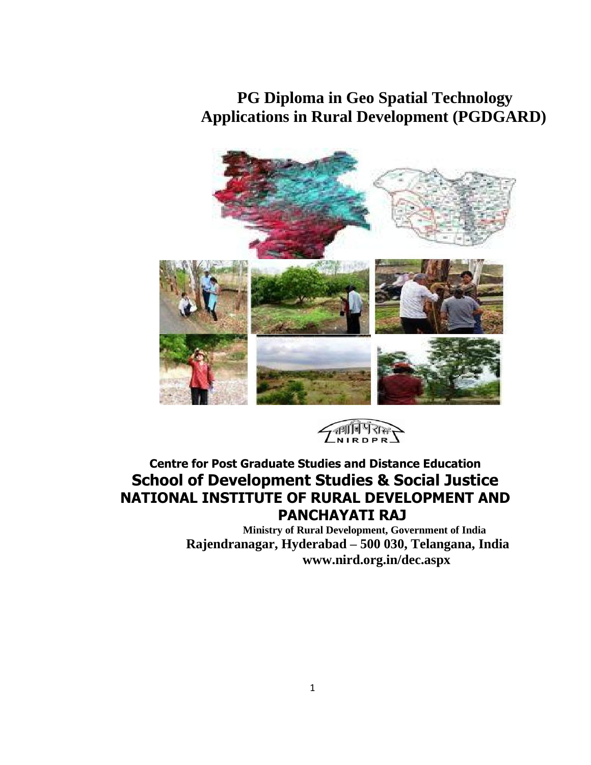# PG Diploma in Geo Spatial Technology Applications in Rural Development (PGDGARD)

**Centre for Post Graduate Studies and Distance Education**

## School of Development Studies & Social Justice

## NATIONAL INSTITUTE OF RURAL DEVELOPMENT AND PANCHAYATI RAJ

**Ministry of Rural Development, Government of India**

**Rajendranagar, Hyderabad – 500 030, Telangana, India**

**www.nird.org.in/dec.aspx**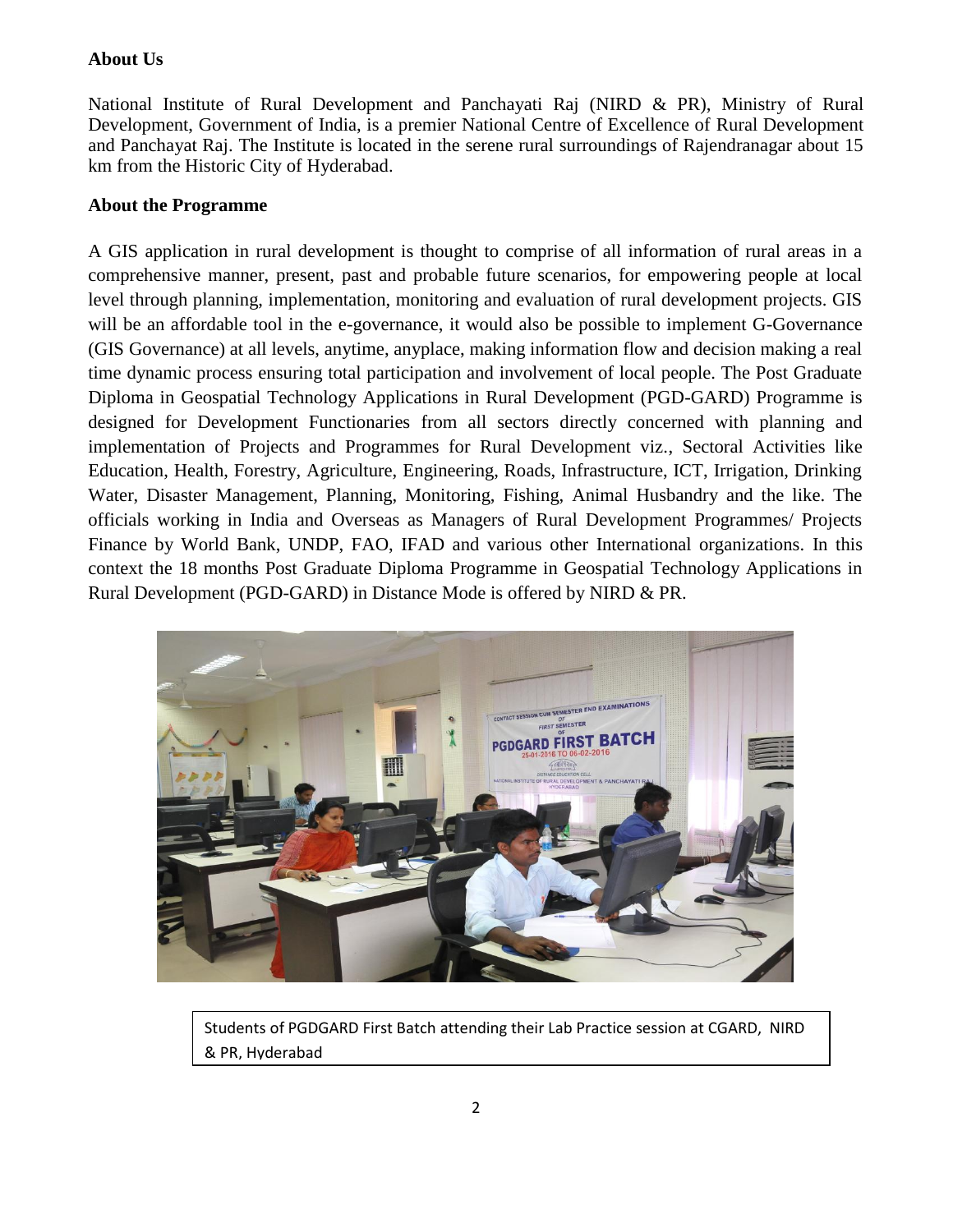**About Us**

National Institute of Rural Development and Panchayati Raj (NIRD & PR), Ministry of Rural Development, Government of India, is a premier National Centre of Excellence of Rural Development and Panchayat Raj. The Institute is located in the serene rural surroundings of Rajendranagar about 15 km from the Historic City of Hyderabad.

**About the Programme**

A GIS application in rural development is thought to comprise of all information of rural areas in a comprehensive manner, present, past and probable future scenarios, for empowering people at local level through planning, implementation, monitoring and evaluation of rural development projects. GIS will be an affordable tool in the e-governance, it would also be possible to implement G-Governance (GIS Governance) at all levels, anytime, anyplace, making information flow and decision making a real time dynamic process ensuring total participation and involvement of local people. The Post Graduate Diploma in Geospatial Technology Applications in Rural Development (PGD-GARD) Programme is designed for Development Functionaries from all sectors directly concerned with planning and implementation of Projects and Programmes for Rural Development viz., Sectoral Activities like Education, Health, Forestry, Agriculture, Engineering, Roads, Infrastructure, ICT, Irrigation, Drinking Water, Disaster Management, Planning, Monitoring, Fishing, Animal Husbandry and the like. The officials working in India and Overseas as Managers of Rural Development Programmes/ Projects Finance by World Bank, UNDP, FAO, IFAD and various other International organizations. In this context the 18 months Post Graduate Diploma Programme in Geospatial Technology Applications in Rural Development (PGD-GARD) in Distance Mode is offered by NIRD & PR.

Students of PGDGARD First Batch attending their Lab Practice session at CGARD, NIRD & PR, Hyderabad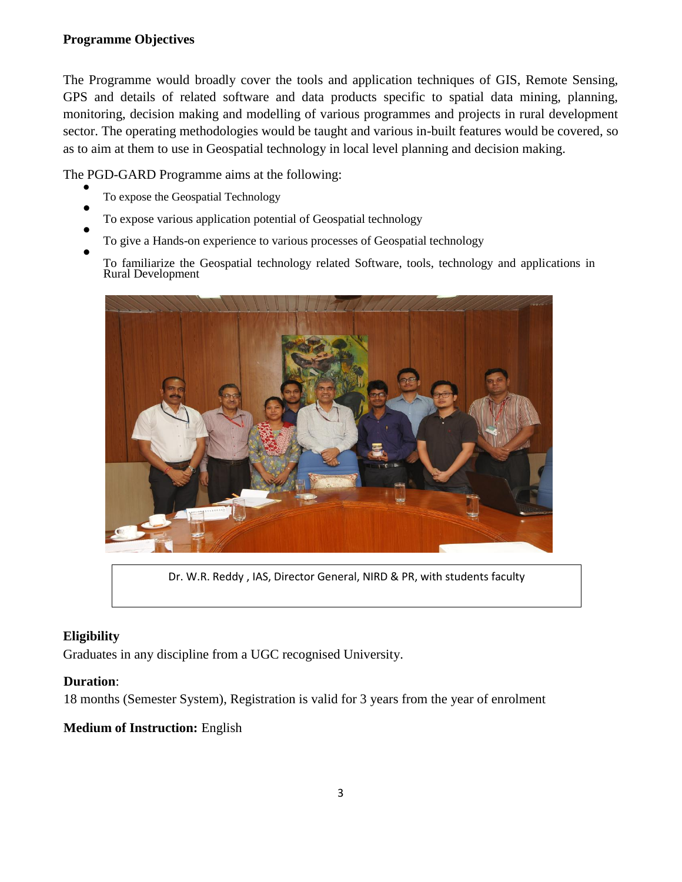**Programme Objectives**

The Programme would broadly cover the tools and application techniques of GIS, Remote Sensing, GPS and details of related software and data products specific to spatial data mining, planning, monitoring, decision making and modelling of various programmes and projects in rural development sector. The operating methodologies would be taught and various in-built features would be covered, so as to aim at them to use in Geospatial technology in local level planning and decision making.

The PGD-GARD Programme aims at the following:

- To expose the Geospatial Technology
- To expose various application potential of Geospatial technology
- To give a Hands-on experience to various processes of Geospatial technology
- To familiarize the Geospatial technology related Software, tools, technology and applications in Rural Development

Dr. W.R. Reddy , IAS, Director General, NIRD & PR, with students faculty

**Eligibility**

Graduates in any discipline from a UGC recognised University.

**Duration**:

18 months (Semester System), Registration is valid for 3 years from the year of enrolment

**Medium of Instruction:** English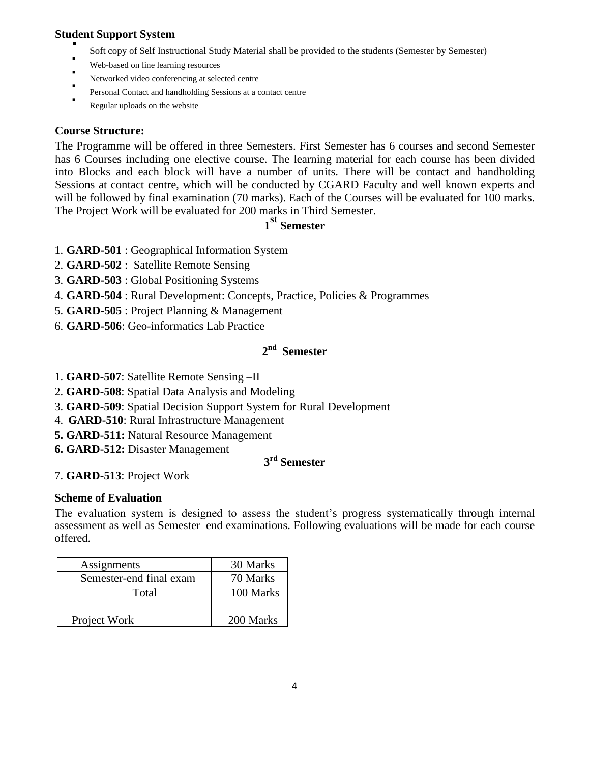### Student Support System

- Soft copy of Self Instructional Study Material shall be provided to the students (Semester by Semester)
- Web-based on line learning resources
- Networked video conferencing at selected centre
- Personal Contact and handholding Sessions at a contact centre
- Regular uploads on the website

### Course Structure:

The Programme will be offered in three Semesters. First Semester has 6 courses and second Semester has 6 Courses including one elective course. The learning material for each course has been divided into Blocks and each block will have a number of units. There will be contact and handholding Sessions at contact centre, which will be conducted by CGARD Faculty and well known experts and will be followed by final examination (70 marks). Each of the Courses will be evaluated for 100 marks. The Project Work will be evaluated for 200 marks in Third Semester.

#### 1st Semester

1. **GARD-501** : Geographical Information System
2. **GARD-502** : Satellite Remote Sensing
3. **GARD-503** : Global Positioning Systems
4. **GARD-504** : Rural Development: Concepts, Practice, Policies & Programmes
5. **GARD-505** : Project Planning & Management
6. **GARD-506**: Geo-informatics Lab Practice

#### 2nd Semester

1. **GARD-507**: Satellite Remote Sensing –II
2. **GARD-508**: Spatial Data Analysis and Modeling
3. **GARD-509**: Spatial Decision Support System for Rural Development
4. **GARD-510**: Rural Infrastructure Management
5. **GARD-511:** Natural Resource Management
6. **GARD-512:** Disaster Management

#### 3rd Semester

7. **GARD-513**: Project Work

### Scheme of Evaluation

The evaluation system is designed to assess the student's progress systematically through internal assessment as well as Semester–end examinations. Following evaluations will be made for each course offered.

| | |
|---|---|
| Assignments | 30 Marks |
| Semester-end final exam | 70 Marks |
| Total | 100 Marks |
| | |
| Project Work | 200 Marks |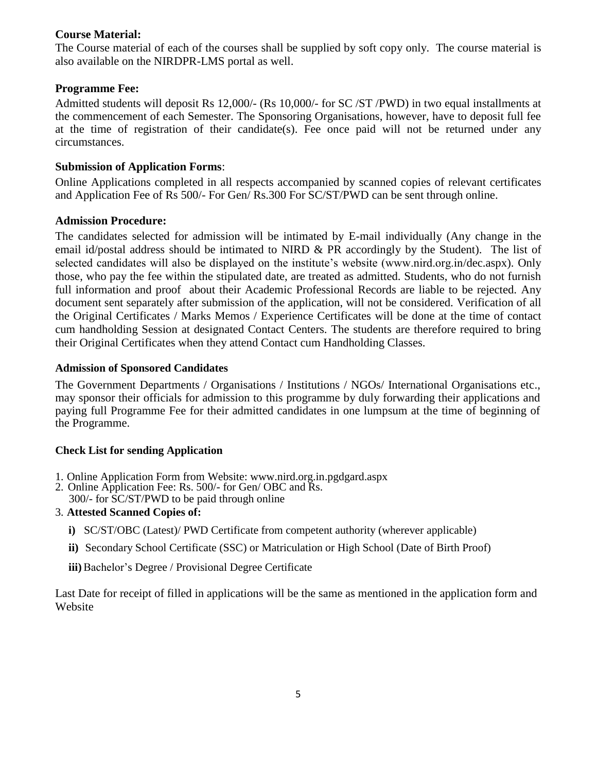**Course Material:**

The Course material of each of the courses shall be supplied by soft copy only. The course material is also available on the NIRDPR-LMS portal as well.

**Programme Fee:**

Admitted students will deposit Rs 12,000/- (Rs 10,000/- for SC /ST /PWD) in two equal installments at the commencement of each Semester. The Sponsoring Organisations, however, have to deposit full fee at the time of registration of their candidate(s). Fee once paid will not be returned under any circumstances.

**Submission of Application Forms**:

Online Applications completed in all respects accompanied by scanned copies of relevant certificates and Application Fee of Rs 500/- For Gen/ Rs.300 For SC/ST/PWD can be sent through online.

**Admission Procedure:**

The candidates selected for admission will be intimated by E-mail individually (Any change in the email id/postal address should be intimated to NIRD & PR accordingly by the Student). The list of selected candidates will also be displayed on the institute's website (www.nird.org.in/dec.aspx). Only those, who pay the fee within the stipulated date, are treated as admitted. Students, who do not furnish full information and proof about their Academic Professional Records are liable to be rejected. Any document sent separately after submission of the application, will not be considered. Verification of all the Original Certificates / Marks Memos / Experience Certificates will be done at the time of contact cum handholding Session at designated Contact Centers. The students are therefore required to bring their Original Certificates when they attend Contact cum Handholding Classes.

**Admission of Sponsored Candidates**

The Government Departments / Organisations / Institutions / NGOs/ International Organisations etc., may sponsor their officials for admission to this programme by duly forwarding their applications and paying full Programme Fee for their admitted candidates in one lumpsum at the time of beginning of the Programme.

**Check List for sending Application**

1. Online Application Form from Website: www.nird.org.in.pgdgard.aspx
2. Online Application Fee: Rs. 500/- for Gen/ OBC and Rs. 300/- for SC/ST/PWD to be paid through online
3. **Attested Scanned Copies of:**
   - **i)** SC/ST/OBC (Latest)/ PWD Certificate from competent authority (wherever applicable)
   - **ii)** Secondary School Certificate (SSC) or Matriculation or High School (Date of Birth Proof)
   - **iii)** Bachelor's Degree / Provisional Degree Certificate

Last Date for receipt of filled in applications will be the same as mentioned in the application form and Website